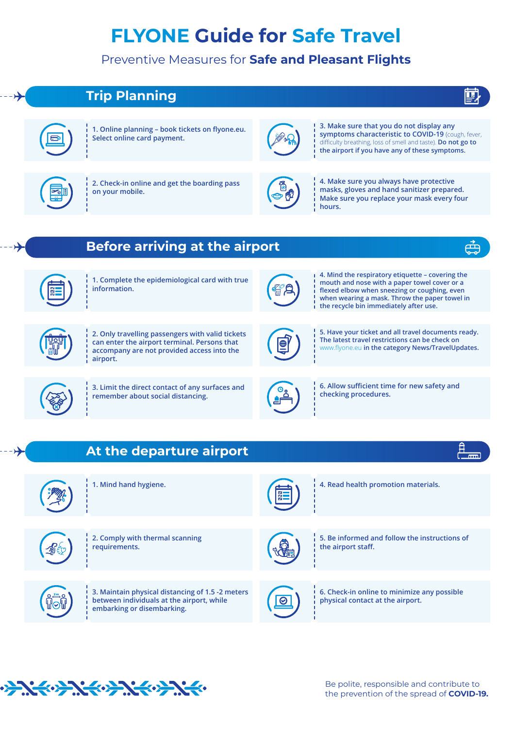# FLYONE Guide for Safe Travel

Preventive Measures for **Safe and Pleasant Flights**

## Trip Planning

1. Online planning – book tickets on flyone.eu. Select online card payment.
2. Check-in online and get the boarding pass on your mobile.
3. Make sure that you do not display any symptoms characteristic to COVID-19 (cough, fever, difficulty breathing, loss of smell and taste). Do not go to the airport if you have any of these symptoms.
4. Make sure you always have protective masks, gloves and hand sanitizer prepared. Make sure you replace your mask every four hours.

## Before arriving at the airport

1. Complete the epidemiological card with true information.
2. Only travelling passengers with valid tickets can enter the airport terminal. Persons that accompany are not provided access into the airport.
3. Limit the direct contact of any surfaces and remember about social distancing.
4. Mind the respiratory etiquette – covering the mouth and nose with a paper towel cover or a flexed elbow when sneezing or coughing, even when wearing a mask. Throw the paper towel in the recycle bin immediately after use.
5. Have your ticket and all travel documents ready. The latest travel restrictions can be check on www.flyone.eu in the category News/TravelUpdates.
6. Allow sufficient time for new safety and checking procedures.

## At the departure airport

1. Mind hand hygiene.
2. Comply with thermal scanning requirements.
3. Maintain physical distancing of 1.5 -2 meters between individuals at the airport, while embarking or disembarking.
4. Read health promotion materials.
5. Be informed and follow the instructions of the airport staff.
6. Check-in online to minimize any possible physical contact at the airport.

Be polite, responsible and contribute to the prevention of the spread of **COVID-19.**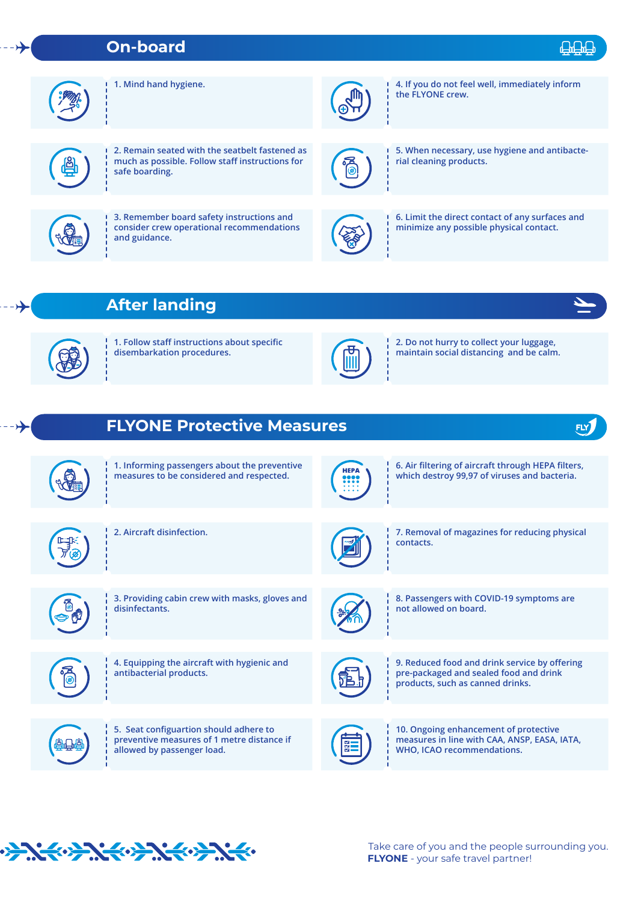## On-board

1. Mind hand hygiene.
2. Remain seated with the seatbelt fastened as much as possible. Follow staff instructions for safe boarding.
3. Remember board safety instructions and consider crew operational recommendations and guidance.
4. If you do not feel well, immediately inform the FLYONE crew.
5. When necessary, use hygiene and antibacterial cleaning products.
6. Limit the direct contact of any surfaces and minimize any possible physical contact.

## After landing

1. Follow staff instructions about specific disembarkation procedures.
2. Do not hurry to collect your luggage, maintain social distancing and be calm.

## FLYONE Protective Measures

1. Informing passengers about the preventive measures to be considered and respected.
2. Aircraft disinfection.
3. Providing cabin crew with masks, gloves and disinfectants.
4. Equipping the aircraft with hygienic and antibacterial products.
5. Seat configuartion should adhere to preventive measures of 1 metre distance if allowed by passenger load.
6. Air filtering of aircraft through HEPA filters, which destroy 99,97 of viruses and bacteria.
7. Removal of magazines for reducing physical contacts.
8. Passengers with COVID-19 symptoms are not allowed on board.
9. Reduced food and drink service by offering pre-packaged and sealed food and drink products, such as canned drinks.
10. Ongoing enhancement of protective measures in line with CAA, ANSP, EASA, IATA, WHO, ICAO recommendations.

Take care of you and the people surrounding you.
**FLYONE** - your safe travel partner!